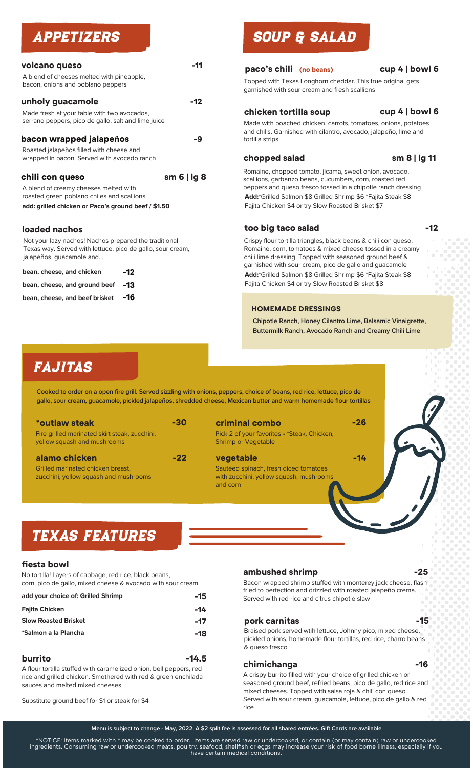# APPETIZERS

### volcano queso -11

A blend of cheeses melted with pineapple, bacon, onions and poblano peppers

### unholy guacamole -12

Made fresh at your table with two avocados, serrano peppers, pico de gallo, salt and lime juice

### bacon wrapped jalapeños -9

Roasted jalapeños filled with cheese and wrapped in bacon. Served with avocado ranch

### chili con queso sm 6 | lg 8

A blend of creamy cheeses melted with roasted green poblano chiles and scallions

**add: grilled chicken or Paco's ground beef / $1.50**

### loaded nachos

Not your lazy nachos! Nachos prepared the traditional Texas way. Served with lettuce, pico de gallo, sour cream, jalapeños, guacamole and...

| | |
|---|---|
| **bean, cheese, and chicken** | **-12** |
| **bean, cheese, and ground beef** | **-13** |
| **bean, cheese, and beef brisket** | **-16** |

# SOUP & SALAD

### paco's chili (no beans) cup 4 | bowl 6

Topped with Texas Longhorn cheddar. This true original gets garnished with sour cream and fresh scallions

### chicken tortilla soup cup 4 | bowl 6

Made with poached chicken, carrots, tomatoes, onions, potatoes and chilis. Garnished with cilantro, avocado, jalapeño, lime and tortilla strips

### chopped salad sm 8 | lg 11

Romaine, chopped tomato, jicama, sweet onion, avocado, scallions, garbanzo beans, cucumbers, corn, roasted red peppers and queso fresco tossed in a chipotle ranch dressing

**Add:***Grilled Salmon $8 Grilled Shrimp $6 *Fajita Steak $8 Fajita Chicken $4 or try Slow Roasted Brisket $7

### too big taco salad -12

Crispy flour tortilla triangles, black beans & chili con queso. Romaine, corn, tomatoes & mixed cheese tossed in a creamy chili lime dressing. Topped with seasoned ground beef & garnished with sour cream, pico de gallo and guacamole

**Add:***Grilled Salmon $8 Grilled Shrimp $6 *Fajita Steak $8 Fajita Chicken $4 or try Slow Roasted Brisket $8

**HOMEMADE DRESSINGS**

**Chipotle Ranch, Honey Cilantro Lime, Balsamic Vinaigrette, Buttermilk Ranch, Avocado Ranch and Creamy Chili Lime**

# FAJITAS

**Cooked to order on a open fire grill. Served sizzling with onions, peppers, choice of beans, red rice, lettuce, pico de gallo, sour cream, guacamole, pickled jalapeños, shredded cheese, Mexican butter and warm homemade flour tortillas**

### *outlaw steak -30

Fire grilled marinated skirt steak, zucchini, yellow squash and mushrooms

### alamo chicken -22

Grilled marinated chicken breast, zucchini, yellow squash and mushrooms

### criminal combo -26

Pick 2 of your favorites • *Steak, Chicken, Shrimp or Vegetable

### vegetable -14

Sautéed spinach, fresh diced tomatoes with zucchini, yellow squash, mushrooms and corn

# TEXAS FEATURES

### fiesta bowl

No tortilla! Layers of cabbage, red rice, black beans, corn, pico de gallo, mixed cheese & avocado with sour cream

| | |
|---|---|
| **add your choice of: Grilled Shrimp** | **-15** |
| **Fajita Chicken** | **-14** |
| **Slow Roasted Brisket** | **-17** |
| ***Salmon a la Plancha** | **-18** |

### burrito -14.5

A flour tortilla stuffed with caramelized onion, bell peppers, red rice and grilled chicken. Smothered with red & green enchilada sauces and melted mixed cheeses

Substitute ground beef for $1 or steak for $4

### ambushed shrimp -25

Bacon wrapped shrimp stuffed with monterey jack cheese, flash fried to perfection and drizzled with roasted jalapeño crema. Served with red rice and citrus chipotle slaw

### pork carnitas -15

Braised pork served wtih lettuce, Johnny pico, mixed cheese, pickled onions, homemade flour tortillas, red rice, charro beans & queso fresco

### chimichanga -16

A crispy burrito filled with your choice of grilled chicken or seasoned ground beef, refried beans, pico de gallo, red rice and mixed cheeses. Topped with salsa roja & chili con queso. Served with sour cream, guacamole, lettuce, pico de gallo & red rice

**Menu is subject to change - May, 2022. A $2 split fee is assessed for all shared entrées. Gift Cards are available**

*NOTICE: Items marked with * may be cooked to order. Items are served raw or undercooked, or contain (or may contain) raw or undercooked ingredients. Consuming raw or undercooked meats, poultry, seafood, shellfish or eggs may increase your risk of food borne illness, especially if you have certain medical conditions.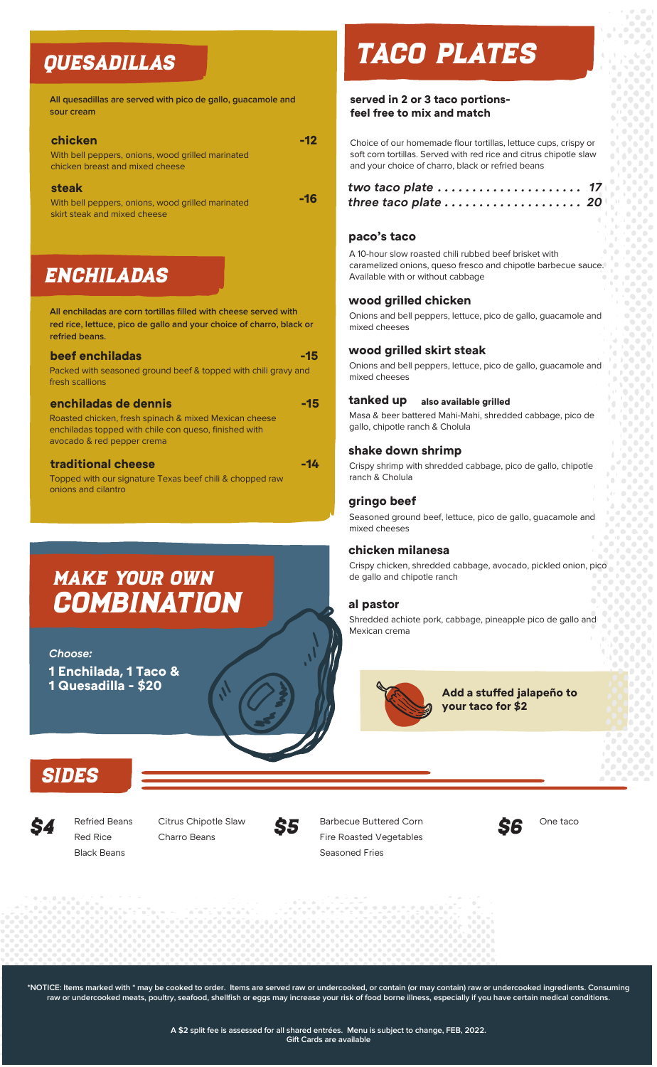## QUESADILLAS

**All quesadillas are served with pico de gallo, guacamole and sour cream**

### chicken -12

With bell peppers, onions, wood grilled marinated chicken breast and mixed cheese

### steak -16

With bell peppers, onions, wood grilled marinated skirt steak and mixed cheese

## ENCHILADAS

**All enchiladas are corn tortillas filled with cheese served with red rice, lettuce, pico de gallo and your choice of charro, black or refried beans.**

### beef enchiladas -15

Packed with seasoned ground beef & topped with chili gravy and fresh scallions

### enchiladas de dennis -15

Roasted chicken, fresh spinach & mixed Mexican cheese enchiladas topped with chile con queso, finished with avocado & red pepper crema

### traditional cheese -14

Topped with our signature Texas beef chili & chopped raw onions and cilantro

## MAKE YOUR OWN COMBINATION

*Choose:*

**1 Enchilada, 1 Taco & 1 Quesadilla - $20**

## TACO PLATES

**served in 2 or 3 taco portions- feel free to mix and match**

Choice of our homemade flour tortillas, lettuce cups, crispy or soft corn tortillas. Served with red rice and citrus chipotle slaw and your choice of charro, black or refried beans

*two taco plate .................... 17*
*three taco plate .................... 20*

### paco's taco

A 10-hour slow roasted chili rubbed beef brisket with caramelized onions, queso fresco and chipotle barbecue sauce. Available with or without cabbage

### wood grilled chicken

Onions and bell peppers, lettuce, pico de gallo, guacamole and mixed cheeses

### wood grilled skirt steak

Onions and bell peppers, lettuce, pico de gallo, guacamole and mixed cheeses

### tanked up **also available grilled**

Masa & beer battered Mahi-Mahi, shredded cabbage, pico de gallo, chipotle ranch & Cholula

### shake down shrimp

Crispy shrimp with shredded cabbage, pico de gallo, chipotle ranch & Cholula

### gringo beef

Seasoned ground beef, lettuce, pico de gallo, guacamole and mixed cheeses

### chicken milanesa

Crispy chicken, shredded cabbage, avocado, pickled onion, pico de gallo and chipotle ranch

### al pastor

Shredded achiote pork, cabbage, pineapple pico de gallo and Mexican crema

**Add a stuffed jalapeño to your taco for $2**

## SIDES

**$4**
- Refried Beans
- Red Rice
- Black Beans
- Citrus Chipotle Slaw
- Charro Beans

**$5**
- Barbecue Buttered Corn
- Fire Roasted Vegetables
- Seasoned Fries

**$6**
- One taco

**\*NOTICE: Items marked with \* may be cooked to order. Items are served raw or undercooked, or contain (or may contain) raw or undercooked ingredients. Consuming raw or undercooked meats, poultry, seafood, shellfish or eggs may increase your risk of food borne illness, especially if you have certain medical conditions.**

**A $2 split fee is assessed for all shared entrées. Menu is subject to change, FEB, 2022.**
**Gift Cards are available**